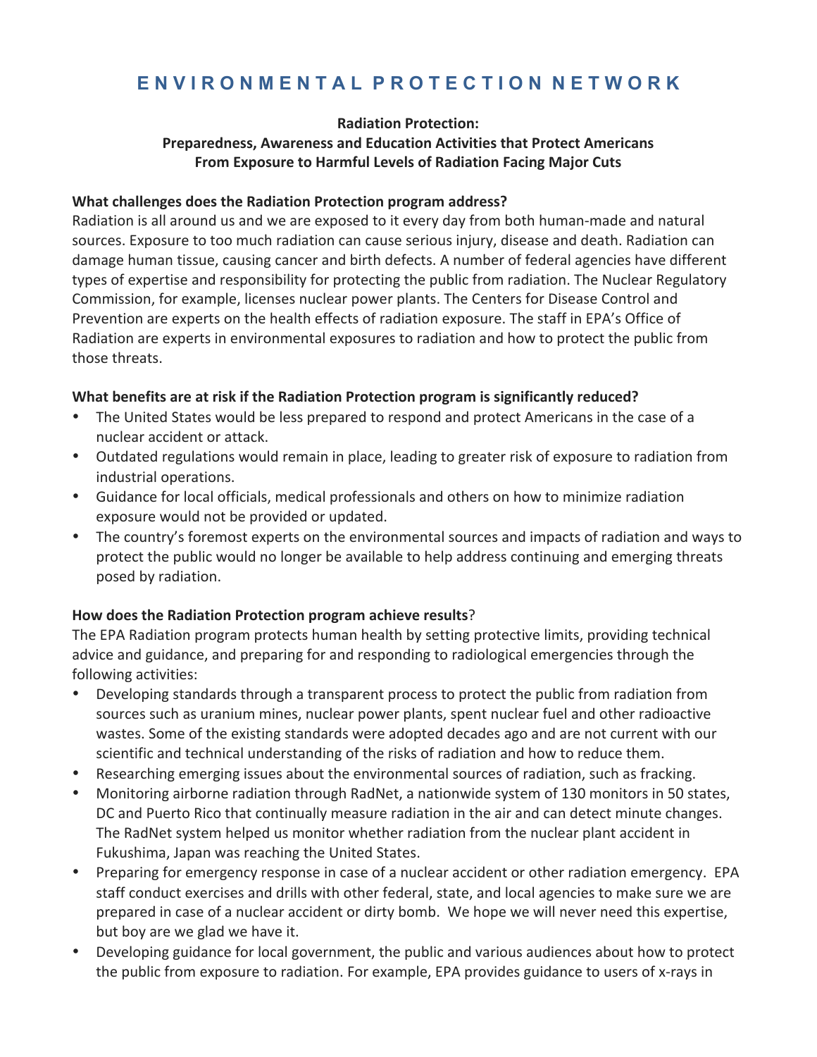# ENVIRONMENTAL PROTECTION NETWORK

**Radiation Protection:**
**Preparedness, Awareness and Education Activities that Protect Americans From Exposure to Harmful Levels of Radiation Facing Major Cuts**

**What challenges does the Radiation Protection program address?**

Radiation is all around us and we are exposed to it every day from both human-made and natural sources. Exposure to too much radiation can cause serious injury, disease and death. Radiation can damage human tissue, causing cancer and birth defects. A number of federal agencies have different types of expertise and responsibility for protecting the public from radiation. The Nuclear Regulatory Commission, for example, licenses nuclear power plants. The Centers for Disease Control and Prevention are experts on the health effects of radiation exposure. The staff in EPA's Office of Radiation are experts in environmental exposures to radiation and how to protect the public from those threats.

**What benefits are at risk if the Radiation Protection program is significantly reduced?**

- The United States would be less prepared to respond and protect Americans in the case of a nuclear accident or attack.
- Outdated regulations would remain in place, leading to greater risk of exposure to radiation from industrial operations.
- Guidance for local officials, medical professionals and others on how to minimize radiation exposure would not be provided or updated.
- The country's foremost experts on the environmental sources and impacts of radiation and ways to protect the public would no longer be available to help address continuing and emerging threats posed by radiation.

**How does the Radiation Protection program achieve results?**

The EPA Radiation program protects human health by setting protective limits, providing technical advice and guidance, and preparing for and responding to radiological emergencies through the following activities:

- Developing standards through a transparent process to protect the public from radiation from sources such as uranium mines, nuclear power plants, spent nuclear fuel and other radioactive wastes. Some of the existing standards were adopted decades ago and are not current with our scientific and technical understanding of the risks of radiation and how to reduce them.
- Researching emerging issues about the environmental sources of radiation, such as fracking.
- Monitoring airborne radiation through RadNet, a nationwide system of 130 monitors in 50 states, DC and Puerto Rico that continually measure radiation in the air and can detect minute changes. The RadNet system helped us monitor whether radiation from the nuclear plant accident in Fukushima, Japan was reaching the United States.
- Preparing for emergency response in case of a nuclear accident or other radiation emergency. EPA staff conduct exercises and drills with other federal, state, and local agencies to make sure we are prepared in case of a nuclear accident or dirty bomb. We hope we will never need this expertise, but boy are we glad we have it.
- Developing guidance for local government, the public and various audiences about how to protect the public from exposure to radiation. For example, EPA provides guidance to users of x-rays in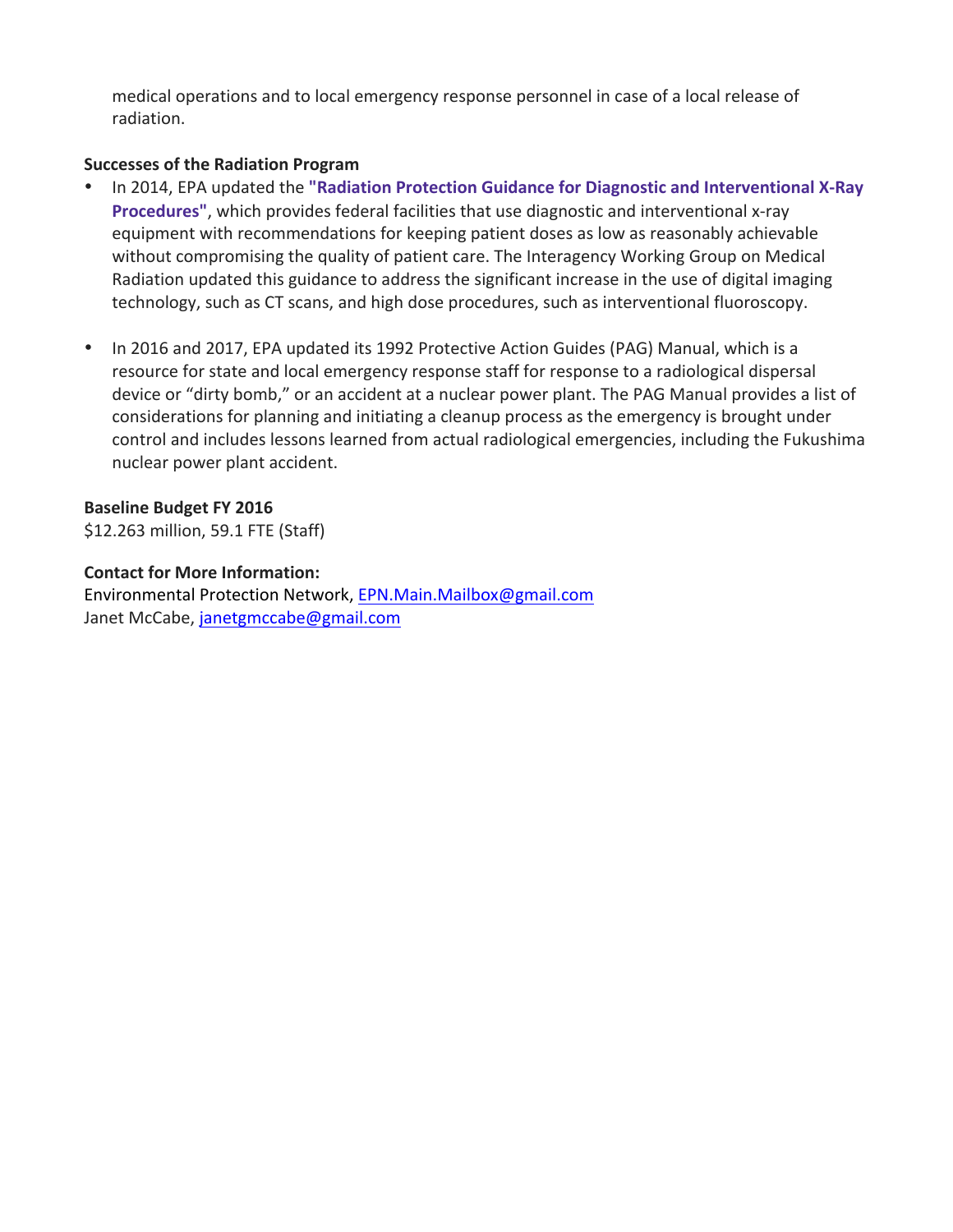medical operations and to local emergency response personnel in case of a local release of radiation.

**Successes of the Radiation Program**

- In 2014, EPA updated the **"Radiation Protection Guidance for Diagnostic and Interventional X-Ray Procedures"**, which provides federal facilities that use diagnostic and interventional x-ray equipment with recommendations for keeping patient doses as low as reasonably achievable without compromising the quality of patient care. The Interagency Working Group on Medical Radiation updated this guidance to address the significant increase in the use of digital imaging technology, such as CT scans, and high dose procedures, such as interventional fluoroscopy.

- In 2016 and 2017, EPA updated its 1992 Protective Action Guides (PAG) Manual, which is a resource for state and local emergency response staff for response to a radiological dispersal device or "dirty bomb," or an accident at a nuclear power plant. The PAG Manual provides a list of considerations for planning and initiating a cleanup process as the emergency is brought under control and includes lessons learned from actual radiological emergencies, including the Fukushima nuclear power plant accident.

**Baseline Budget FY 2016**
$12.263 million, 59.1 FTE (Staff)

**Contact for More Information:**
Environmental Protection Network, EPN.Main.Mailbox@gmail.com
Janet McCabe, janetgmccabe@gmail.com